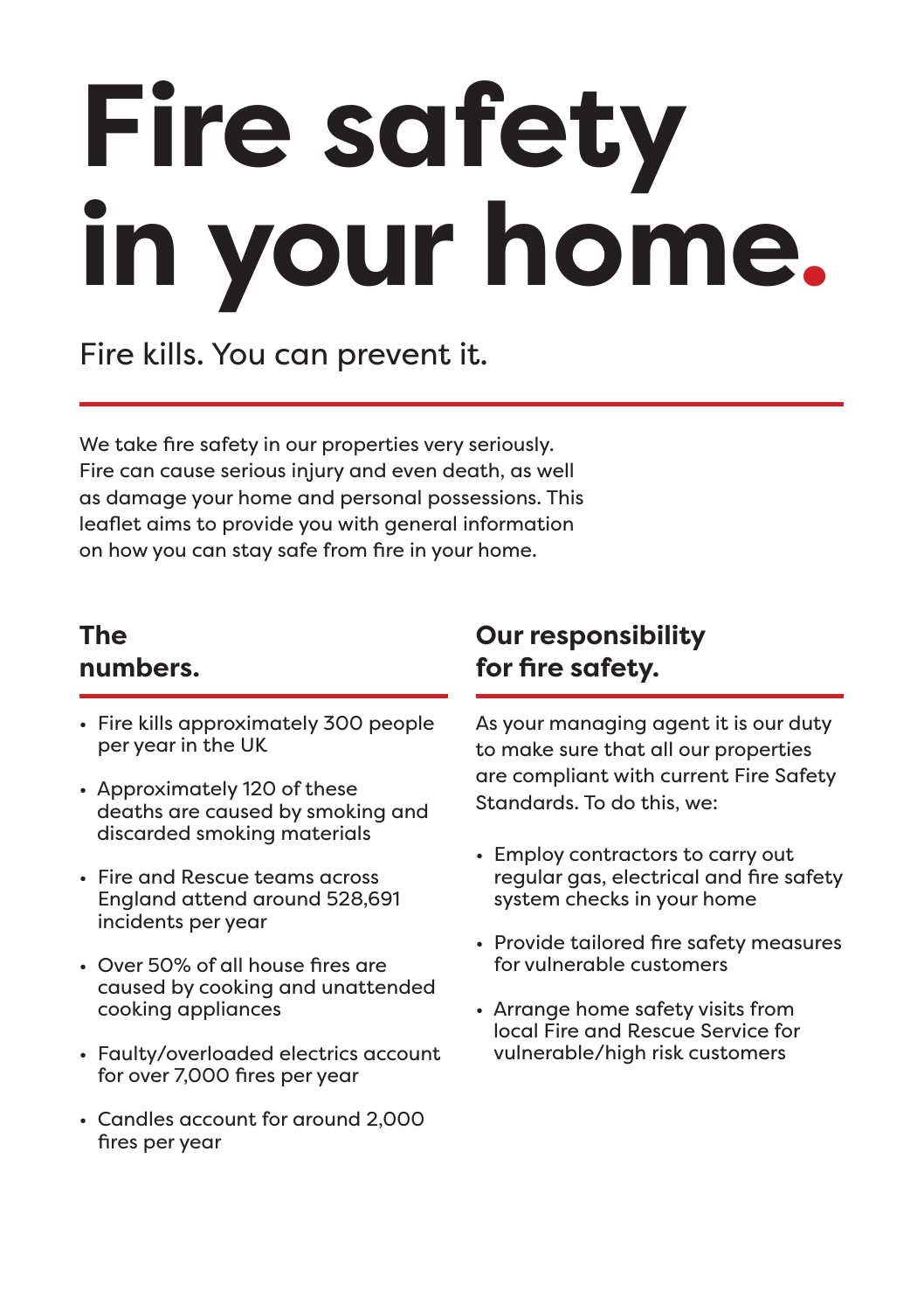# Fire safety in your home.

Fire kills. You can prevent it.

We take fire safety in our properties very seriously. Fire can cause serious injury and even death, as well as damage your home and personal possessions. This leaflet aims to provide you with general information on how you can stay safe from fire in your home.

## The numbers.

- Fire kills approximately 300 people per year in the UK
- Approximately 120 of these deaths are caused by smoking and discarded smoking materials
- Fire and Rescue teams across England attend around 528,691 incidents per year
- Over 50% of all house fires are caused by cooking and unattended cooking appliances
- Faulty/overloaded electrics account for over 7,000 fires per year
- Candles account for around 2,000 fires per year

## Our responsibility for fire safety.

As your managing agent it is our duty to make sure that all our properties are compliant with current Fire Safety Standards. To do this, we:

- Employ contractors to carry out regular gas, electrical and fire safety system checks in your home
- Provide tailored fire safety measures for vulnerable customers
- Arrange home safety visits from local Fire and Rescue Service for vulnerable/high risk customers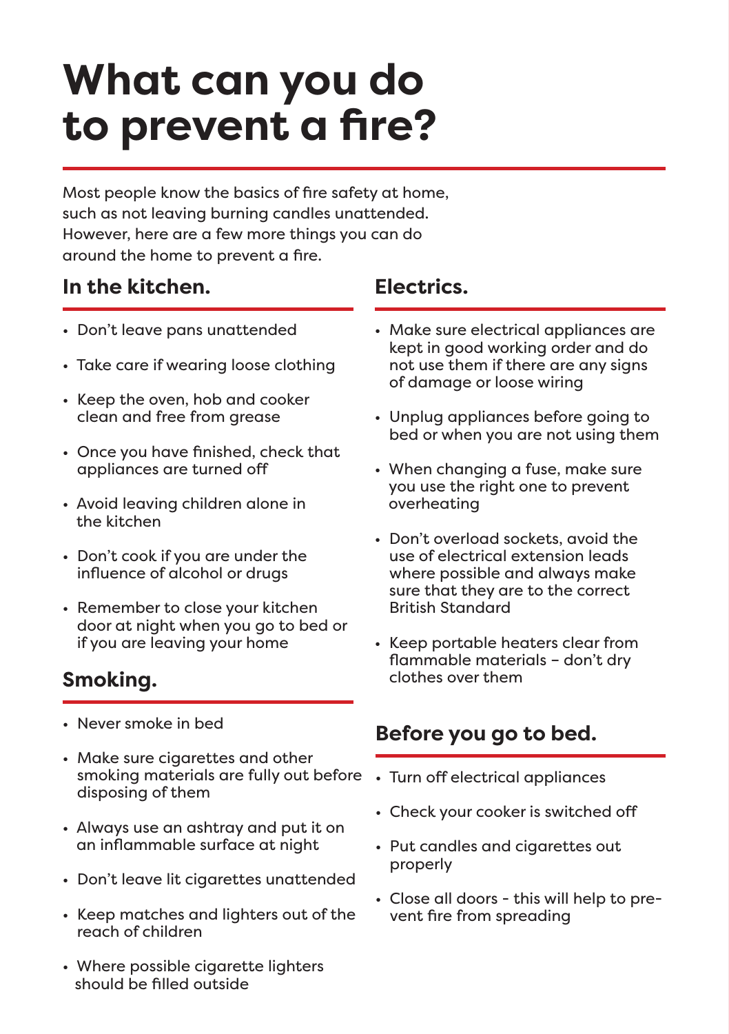# What can you do to prevent a fire?

Most people know the basics of fire safety at home, such as not leaving burning candles unattended. However, here are a few more things you can do around the home to prevent a fire.

## In the kitchen.

- Don't leave pans unattended
- Take care if wearing loose clothing
- Keep the oven, hob and cooker clean and free from grease
- Once you have finished, check that appliances are turned off
- Avoid leaving children alone in the kitchen
- Don't cook if you are under the influence of alcohol or drugs
- Remember to close your kitchen door at night when you go to bed or if you are leaving your home

## Smoking.

- Never smoke in bed
- Make sure cigarettes and other smoking materials are fully out before disposing of them
- Always use an ashtray and put it on an inflammable surface at night
- Don't leave lit cigarettes unattended
- Keep matches and lighters out of the reach of children
- Where possible cigarette lighters should be filled outside

## Electrics.

- Make sure electrical appliances are kept in good working order and do not use them if there are any signs of damage or loose wiring
- Unplug appliances before going to bed or when you are not using them
- When changing a fuse, make sure you use the right one to prevent overheating
- Don't overload sockets, avoid the use of electrical extension leads where possible and always make sure that they are to the correct British Standard
- Keep portable heaters clear from flammable materials – don't dry clothes over them

## Before you go to bed.

- Turn off electrical appliances
- Check your cooker is switched off
- Put candles and cigarettes out properly
- Close all doors - this will help to prevent fire from spreading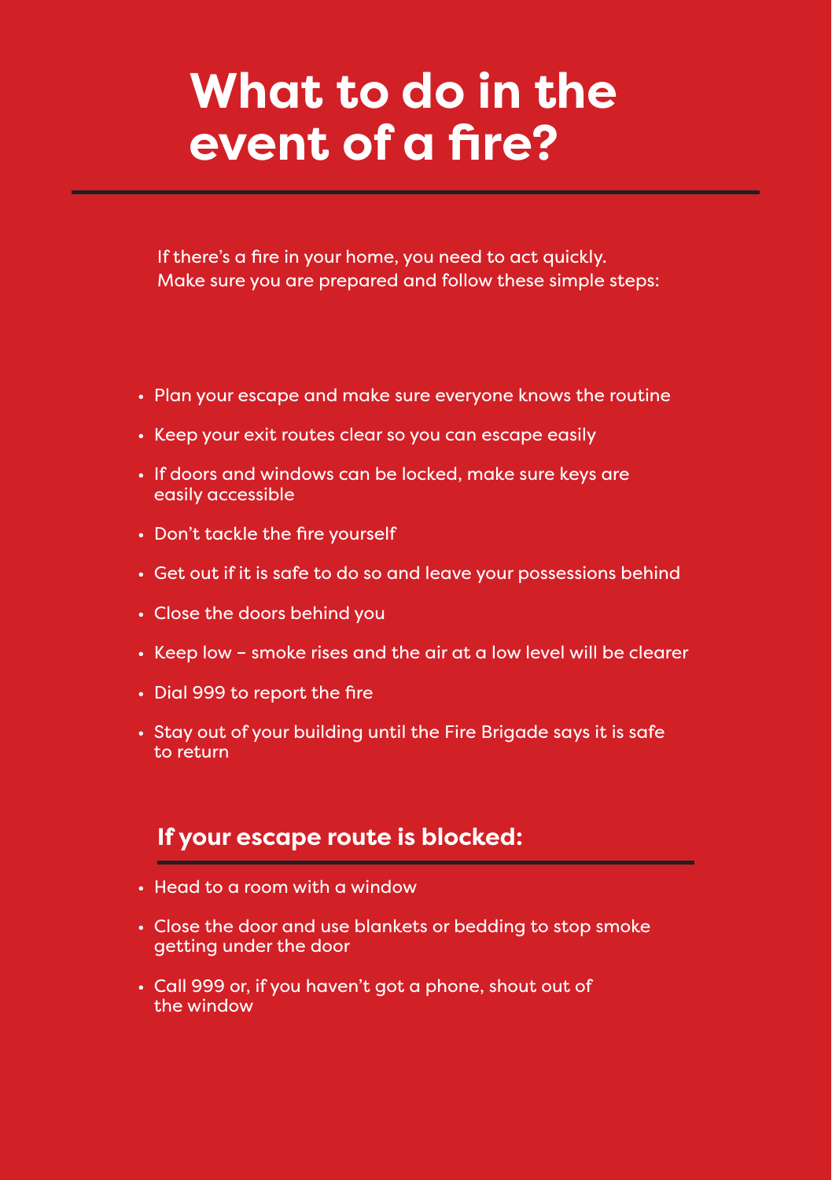# What to do in the event of a fire?

If there's a fire in your home, you need to act quickly. Make sure you are prepared and follow these simple steps:

- Plan your escape and make sure everyone knows the routine
- Keep your exit routes clear so you can escape easily
- If doors and windows can be locked, make sure keys are easily accessible
- Don't tackle the fire yourself
- Get out if it is safe to do so and leave your possessions behind
- Close the doors behind you
- Keep low – smoke rises and the air at a low level will be clearer
- Dial 999 to report the fire
- Stay out of your building until the Fire Brigade says it is safe to return

## If your escape route is blocked:

- Head to a room with a window
- Close the door and use blankets or bedding to stop smoke getting under the door
- Call 999 or, if you haven't got a phone, shout out of the window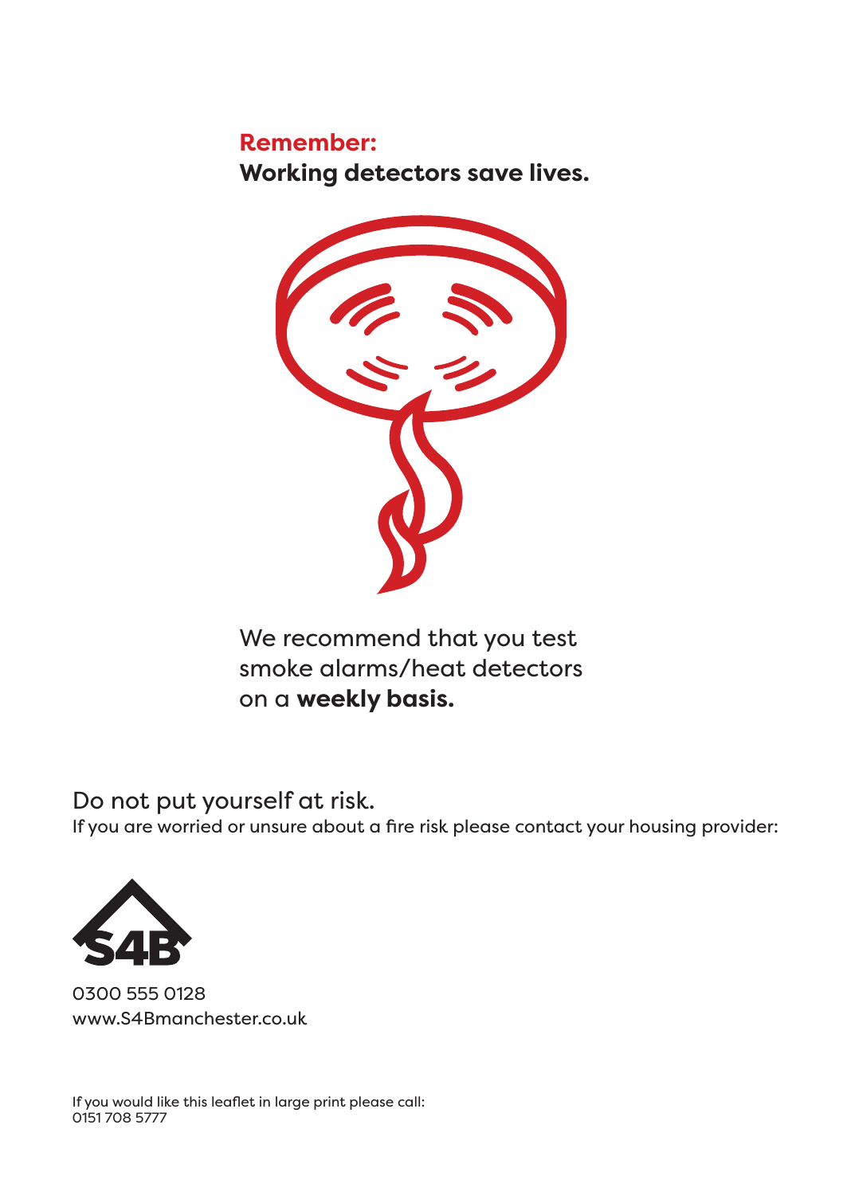**Remember:**
**Working detectors save lives.**

We recommend that you test smoke alarms/heat detectors on a **weekly basis.**

Do not put yourself at risk.

If you are worried or unsure about a fire risk please contact your housing provider:

S4B

0300 555 0128
www.S4Bmanchester.co.uk

If you would like this leaflet in large print please call:
0151 708 5777